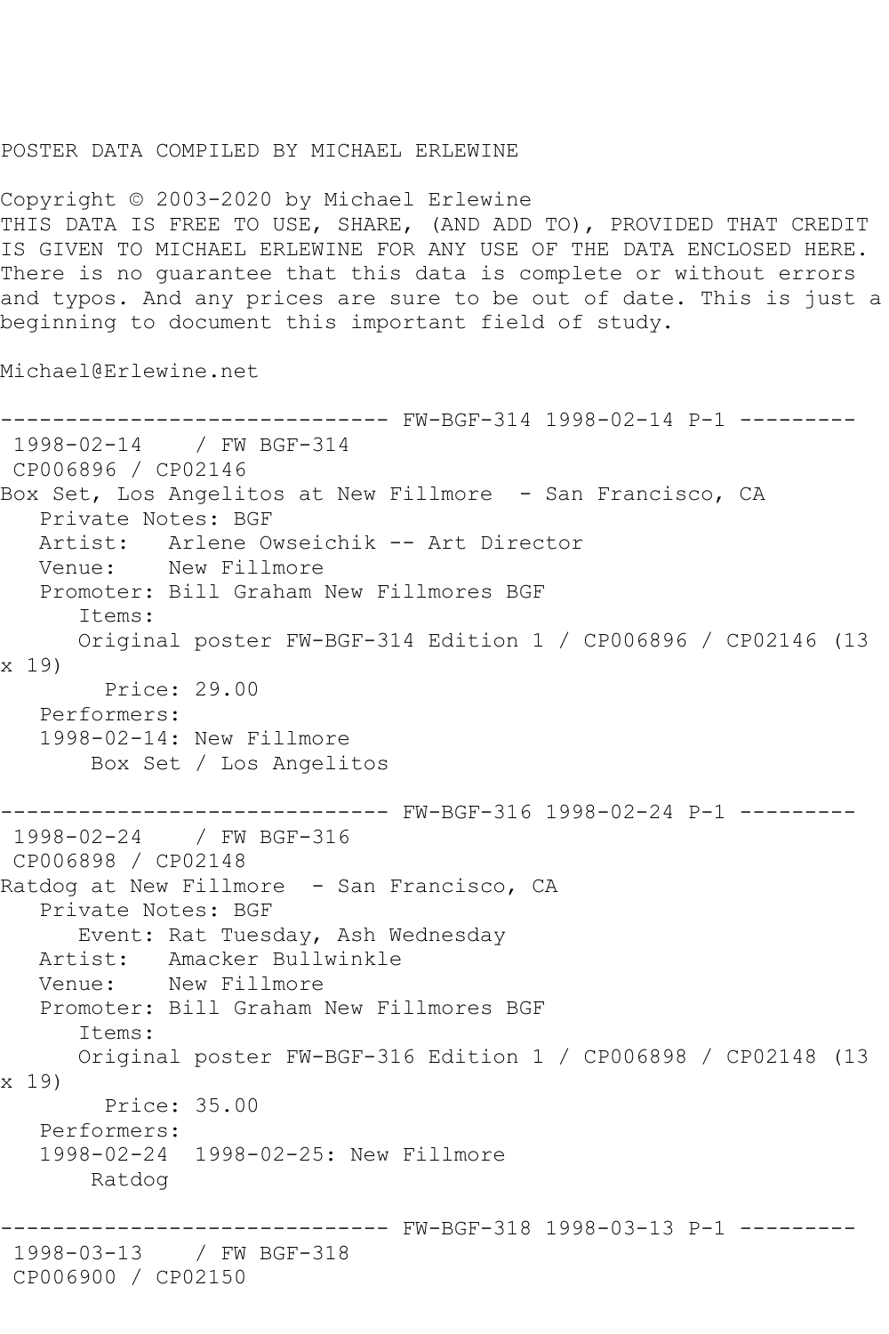POSTER DATA COMPILED BY MICHAEL ERLEWINE

Copyright © 2003-2020 by Michael Erlewine
THIS DATA IS FREE TO USE, SHARE, (AND ADD TO), PROVIDED THAT CREDIT IS GIVEN TO MICHAEL ERLEWINE FOR ANY USE OF THE DATA ENCLOSED HERE. There is no guarantee that this data is complete or without errors and typos. And any prices are sure to be out of date. This is just a beginning to document this important field of study.

Michael@Erlewine.net

```
------------------------------ FW-BGF-314 1998-02-14 P-1 ---------
 1998-02-14    / FW BGF-314
 CP006896 / CP02146
Box Set, Los Angelitos at New Fillmore  - San Francisco, CA
   Private Notes: BGF
   Artist:   Arlene Owseichik -- Art Director
   Venue:    New Fillmore
   Promoter: Bill Graham New Fillmores BGF
      Items:
      Original poster FW-BGF-314 Edition 1 / CP006896 / CP02146 (13 x 19)
        Price: 29.00
   Performers:
   1998-02-14: New Fillmore
       Box Set / Los Angelitos

------------------------------ FW-BGF-316 1998-02-24 P-1 ---------
 1998-02-24    / FW BGF-316
 CP006898 / CP02148
Ratdog at New Fillmore  - San Francisco, CA
   Private Notes: BGF
      Event: Rat Tuesday, Ash Wednesday
   Artist:   Amacker Bullwinkle
   Venue:    New Fillmore
   Promoter: Bill Graham New Fillmores BGF
      Items:
      Original poster FW-BGF-316 Edition 1 / CP006898 / CP02148 (13 x 19)
        Price: 35.00
   Performers:
   1998-02-24  1998-02-25: New Fillmore
       Ratdog

------------------------------ FW-BGF-318 1998-03-13 P-1 ---------
 1998-03-13    / FW BGF-318
 CP006900 / CP02150
```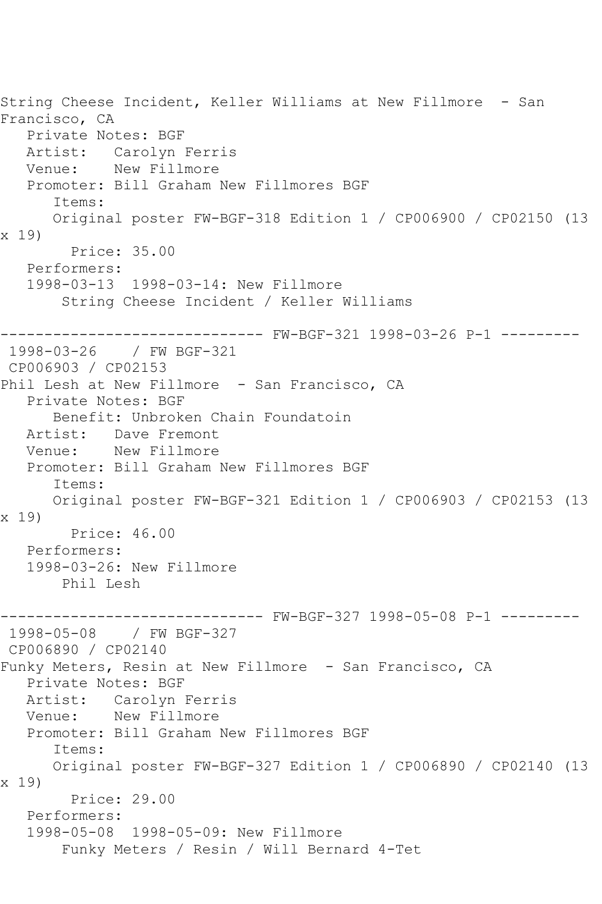String Cheese Incident, Keller Williams at New Fillmore - San Francisco, CA
   Private Notes: BGF
   Artist: Carolyn Ferris
   Venue: New Fillmore
   Promoter: Bill Graham New Fillmores BGF
      Items:
      Original poster FW-BGF-318 Edition 1 / CP006900 / CP02150 (13 x 19)
        Price: 35.00
   Performers:
   1998-03-13 1998-03-14: New Fillmore
       String Cheese Incident / Keller Williams

------------------------------ FW-BGF-321 1998-03-26 P-1 ---------
 1998-03-26 / FW BGF-321
 CP006903 / CP02153
Phil Lesh at New Fillmore - San Francisco, CA
   Private Notes: BGF
      Benefit: Unbroken Chain Foundatoin
   Artist: Dave Fremont
   Venue: New Fillmore
   Promoter: Bill Graham New Fillmores BGF
      Items:
      Original poster FW-BGF-321 Edition 1 / CP006903 / CP02153 (13 x 19)
        Price: 46.00
   Performers:
   1998-03-26: New Fillmore
       Phil Lesh

------------------------------ FW-BGF-327 1998-05-08 P-1 ---------
 1998-05-08 / FW BGF-327
 CP006890 / CP02140
Funky Meters, Resin at New Fillmore - San Francisco, CA
   Private Notes: BGF
   Artist: Carolyn Ferris
   Venue: New Fillmore
   Promoter: Bill Graham New Fillmores BGF
      Items:
      Original poster FW-BGF-327 Edition 1 / CP006890 / CP02140 (13 x 19)
        Price: 29.00
   Performers:
   1998-05-08 1998-05-09: New Fillmore
       Funky Meters / Resin / Will Bernard 4-Tet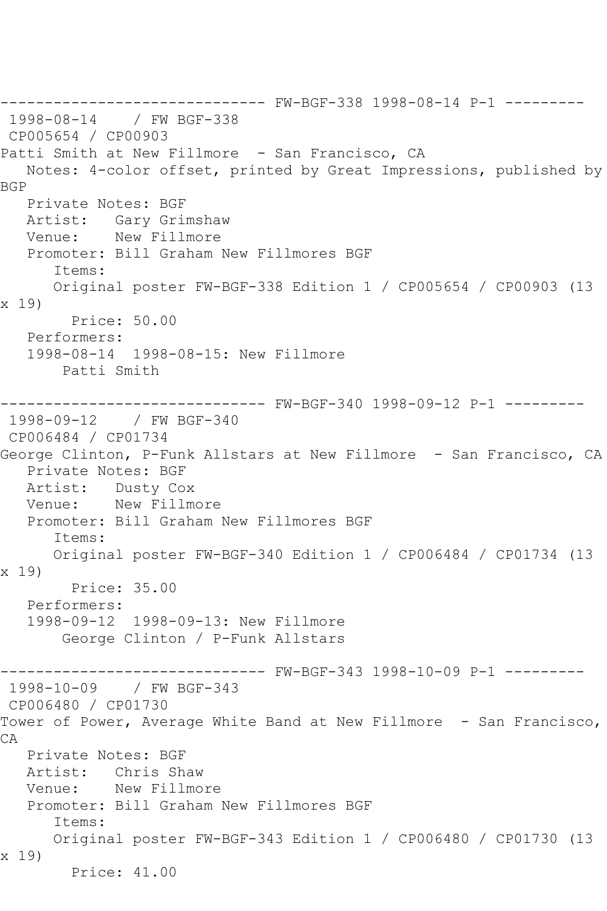------------------------------ FW-BGF-338 1998-08-14 P-1 ---------

1998-08-14 / FW BGF-338

CP005654 / CP00903

Patti Smith at New Fillmore - San Francisco, CA

Notes: 4-color offset, printed by Great Impressions, published by BGP

Private Notes: BGF

Artist: Gary Grimshaw

Venue: New Fillmore

Promoter: Bill Graham New Fillmores BGF

Items:

Original poster FW-BGF-338 Edition 1 / CP005654 / CP00903 (13 x 19)

Price: 50.00

Performers:

1998-08-14 1998-08-15: New Fillmore

Patti Smith

------------------------------ FW-BGF-340 1998-09-12 P-1 ---------

1998-09-12 / FW BGF-340

CP006484 / CP01734

George Clinton, P-Funk Allstars at New Fillmore - San Francisco, CA

Private Notes: BGF

Artist: Dusty Cox

Venue: New Fillmore

Promoter: Bill Graham New Fillmores BGF

Items:

Original poster FW-BGF-340 Edition 1 / CP006484 / CP01734 (13 x 19)

Price: 35.00

Performers:

1998-09-12 1998-09-13: New Fillmore

George Clinton / P-Funk Allstars

------------------------------ FW-BGF-343 1998-10-09 P-1 ---------

1998-10-09 / FW BGF-343

CP006480 / CP01730

Tower of Power, Average White Band at New Fillmore - San Francisco, CA

Private Notes: BGF

Artist: Chris Shaw

Venue: New Fillmore

Promoter: Bill Graham New Fillmores BGF

Items:

Original poster FW-BGF-343 Edition 1 / CP006480 / CP01730 (13 x 19)

Price: 41.00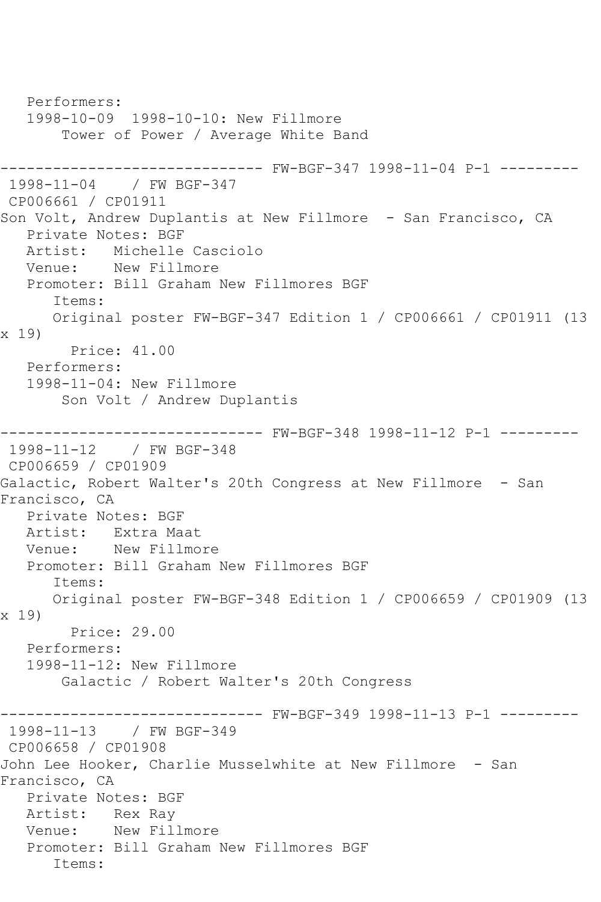Performers:
   1998-10-09  1998-10-10: New Fillmore
       Tower of Power / Average White Band

------------------------------ FW-BGF-347 1998-11-04 P-1 ---------
 1998-11-04    / FW BGF-347
 CP006661 / CP01911
Son Volt, Andrew Duplantis at New Fillmore  - San Francisco, CA
   Private Notes: BGF
   Artist:   Michelle Casciolo
   Venue:    New Fillmore
   Promoter: Bill Graham New Fillmores BGF
      Items:
      Original poster FW-BGF-347 Edition 1 / CP006661 / CP01911 (13 x 19)
        Price: 41.00
   Performers:
   1998-11-04: New Fillmore
       Son Volt / Andrew Duplantis

------------------------------ FW-BGF-348 1998-11-12 P-1 ---------
 1998-11-12    / FW BGF-348
 CP006659 / CP01909
Galactic, Robert Walter's 20th Congress at New Fillmore  - San Francisco, CA
   Private Notes: BGF
   Artist:   Extra Maat
   Venue:    New Fillmore
   Promoter: Bill Graham New Fillmores BGF
      Items:
      Original poster FW-BGF-348 Edition 1 / CP006659 / CP01909 (13 x 19)
        Price: 29.00
   Performers:
   1998-11-12: New Fillmore
       Galactic / Robert Walter's 20th Congress

------------------------------ FW-BGF-349 1998-11-13 P-1 ---------
 1998-11-13    / FW BGF-349
 CP006658 / CP01908
John Lee Hooker, Charlie Musselwhite at New Fillmore  - San Francisco, CA
   Private Notes: BGF
   Artist:   Rex Ray
   Venue:    New Fillmore
   Promoter: Bill Graham New Fillmores BGF
      Items: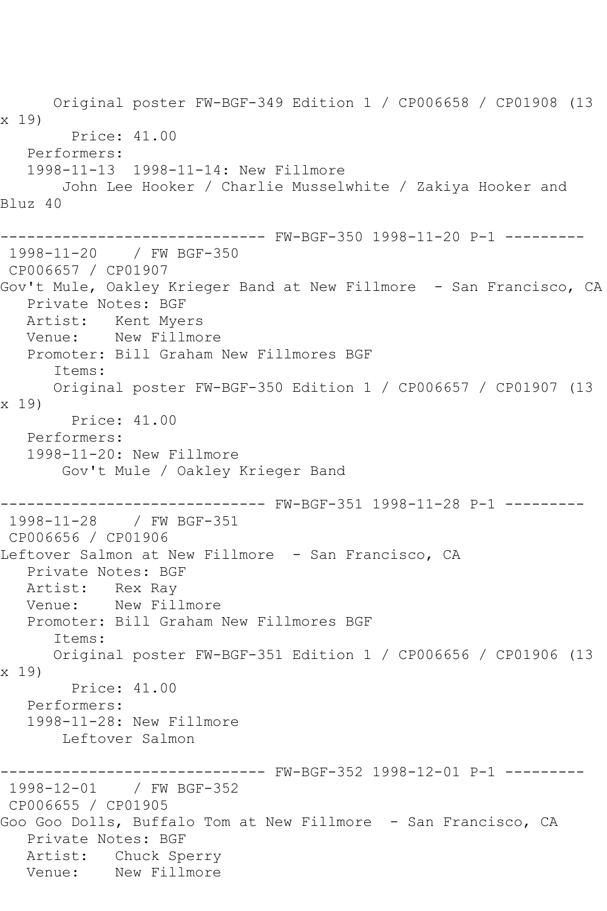Original poster FW-BGF-349 Edition 1 / CP006658 / CP01908 (13 x 19)
Price: 41.00
Performers:
1998-11-13 1998-11-14: New Fillmore
John Lee Hooker / Charlie Musselwhite / Zakiya Hooker and Bluz 40

------------------------------ FW-BGF-350 1998-11-20 P-1 ---------

1998-11-20 / FW BGF-350
CP006657 / CP01907
Gov't Mule, Oakley Krieger Band at New Fillmore - San Francisco, CA
Private Notes: BGF
Artist: Kent Myers
Venue: New Fillmore
Promoter: Bill Graham New Fillmores BGF
Items:
Original poster FW-BGF-350 Edition 1 / CP006657 / CP01907 (13 x 19)
Price: 41.00
Performers:
1998-11-20: New Fillmore
Gov't Mule / Oakley Krieger Band

------------------------------ FW-BGF-351 1998-11-28 P-1 ---------

1998-11-28 / FW BGF-351
CP006656 / CP01906
Leftover Salmon at New Fillmore - San Francisco, CA
Private Notes: BGF
Artist: Rex Ray
Venue: New Fillmore
Promoter: Bill Graham New Fillmores BGF
Items:
Original poster FW-BGF-351 Edition 1 / CP006656 / CP01906 (13 x 19)
Price: 41.00
Performers:
1998-11-28: New Fillmore
Leftover Salmon

------------------------------ FW-BGF-352 1998-12-01 P-1 ---------

1998-12-01 / FW BGF-352
CP006655 / CP01905
Goo Goo Dolls, Buffalo Tom at New Fillmore - San Francisco, CA
Private Notes: BGF
Artist: Chuck Sperry
Venue: New Fillmore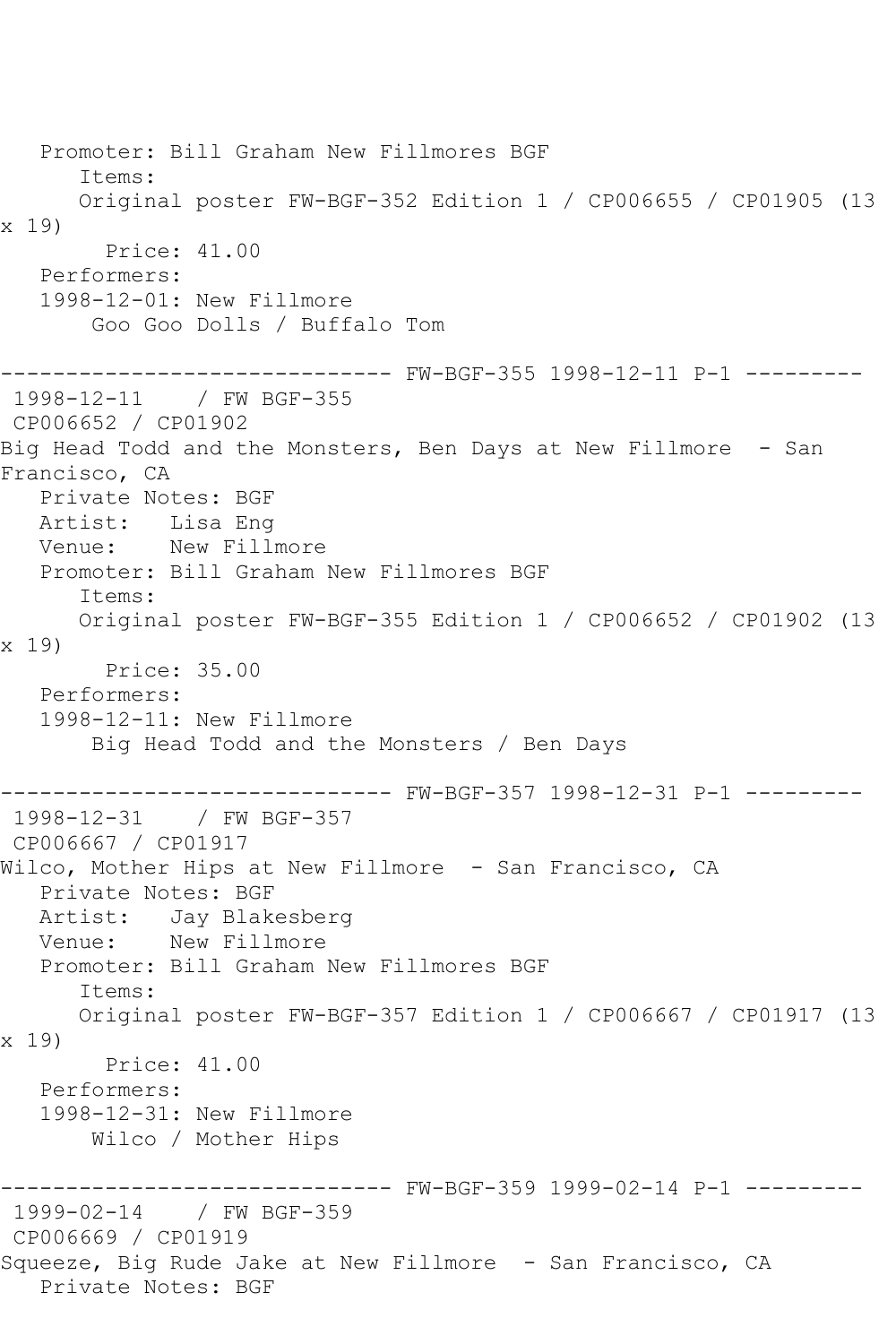Promoter: Bill Graham New Fillmores BGF
Items:
Original poster FW-BGF-352 Edition 1 / CP006655 / CP01905 (13 x 19)
Price: 41.00
Performers:
1998-12-01: New Fillmore
Goo Goo Dolls / Buffalo Tom

------------------------------ FW-BGF-355 1998-12-11 P-1 ---------
1998-12-11 / FW BGF-355
CP006652 / CP01902
Big Head Todd and the Monsters, Ben Days at New Fillmore - San Francisco, CA
Private Notes: BGF
Artist: Lisa Eng
Venue: New Fillmore
Promoter: Bill Graham New Fillmores BGF
Items:
Original poster FW-BGF-355 Edition 1 / CP006652 / CP01902 (13 x 19)
Price: 35.00
Performers:
1998-12-11: New Fillmore
Big Head Todd and the Monsters / Ben Days

------------------------------ FW-BGF-357 1998-12-31 P-1 ---------
1998-12-31 / FW BGF-357
CP006667 / CP01917
Wilco, Mother Hips at New Fillmore - San Francisco, CA
Private Notes: BGF
Artist: Jay Blakesberg
Venue: New Fillmore
Promoter: Bill Graham New Fillmores BGF
Items:
Original poster FW-BGF-357 Edition 1 / CP006667 / CP01917 (13 x 19)
Price: 41.00
Performers:
1998-12-31: New Fillmore
Wilco / Mother Hips

------------------------------ FW-BGF-359 1999-02-14 P-1 ---------
1999-02-14 / FW BGF-359
CP006669 / CP01919
Squeeze, Big Rude Jake at New Fillmore - San Francisco, CA
Private Notes: BGF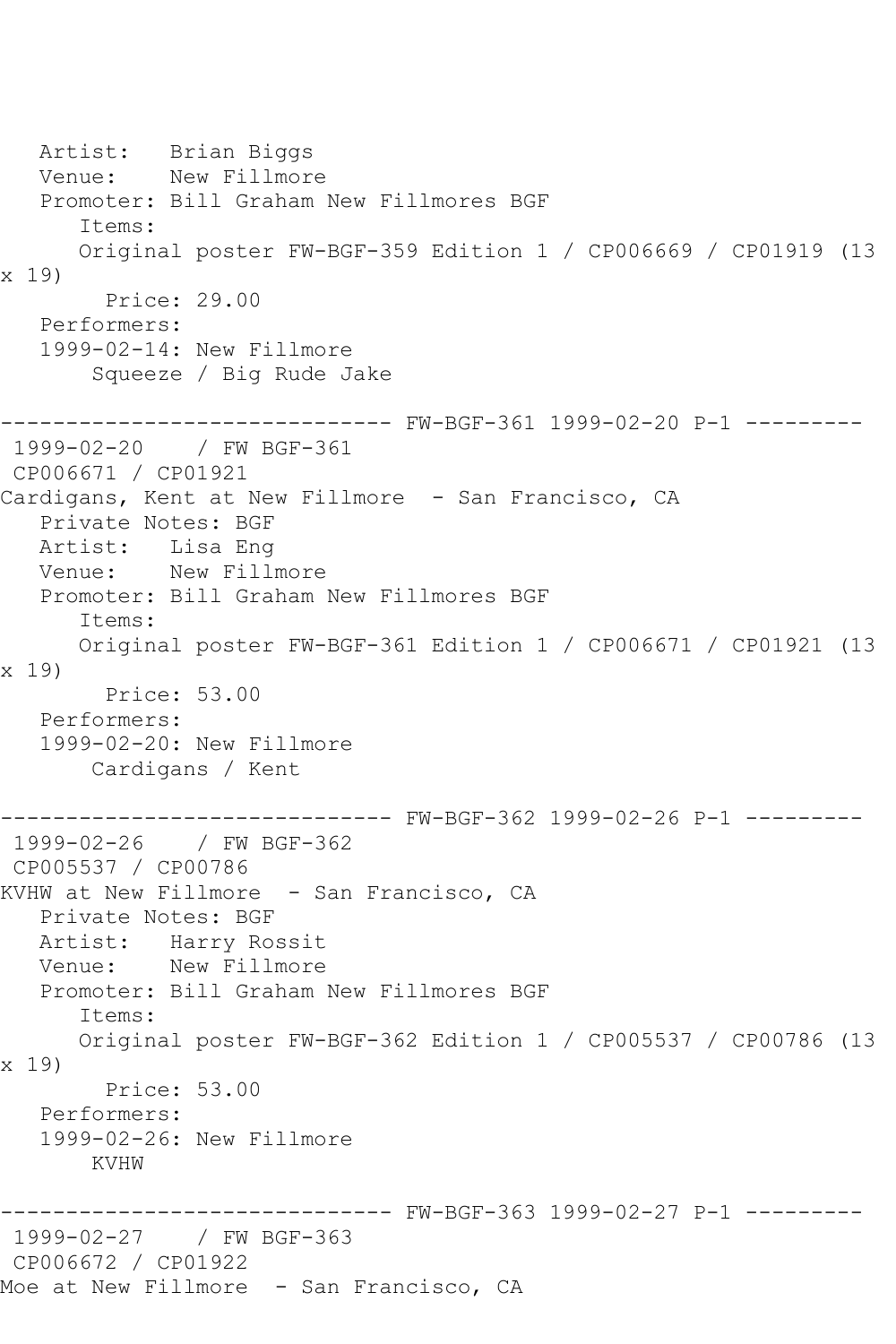Artist: Brian Biggs
Venue: New Fillmore
Promoter: Bill Graham New Fillmores BGF
Items:
Original poster FW-BGF-359 Edition 1 / CP006669 / CP01919 (13 x 19)
Price: 29.00
Performers:
1999-02-14: New Fillmore
Squeeze / Big Rude Jake

------------------------------ FW-BGF-361 1999-02-20 P-1 ---------

1999-02-20 / FW BGF-361
CP006671 / CP01921
Cardigans, Kent at New Fillmore - San Francisco, CA
Private Notes: BGF
Artist: Lisa Eng
Venue: New Fillmore
Promoter: Bill Graham New Fillmores BGF
Items:
Original poster FW-BGF-361 Edition 1 / CP006671 / CP01921 (13 x 19)
Price: 53.00
Performers:
1999-02-20: New Fillmore
Cardigans / Kent

------------------------------ FW-BGF-362 1999-02-26 P-1 ---------

1999-02-26 / FW BGF-362
CP005537 / CP00786
KVHW at New Fillmore - San Francisco, CA
Private Notes: BGF
Artist: Harry Rossit
Venue: New Fillmore
Promoter: Bill Graham New Fillmores BGF
Items:
Original poster FW-BGF-362 Edition 1 / CP005537 / CP00786 (13 x 19)
Price: 53.00
Performers:
1999-02-26: New Fillmore
KVHW

------------------------------ FW-BGF-363 1999-02-27 P-1 ---------

1999-02-27 / FW BGF-363
CP006672 / CP01922
Moe at New Fillmore - San Francisco, CA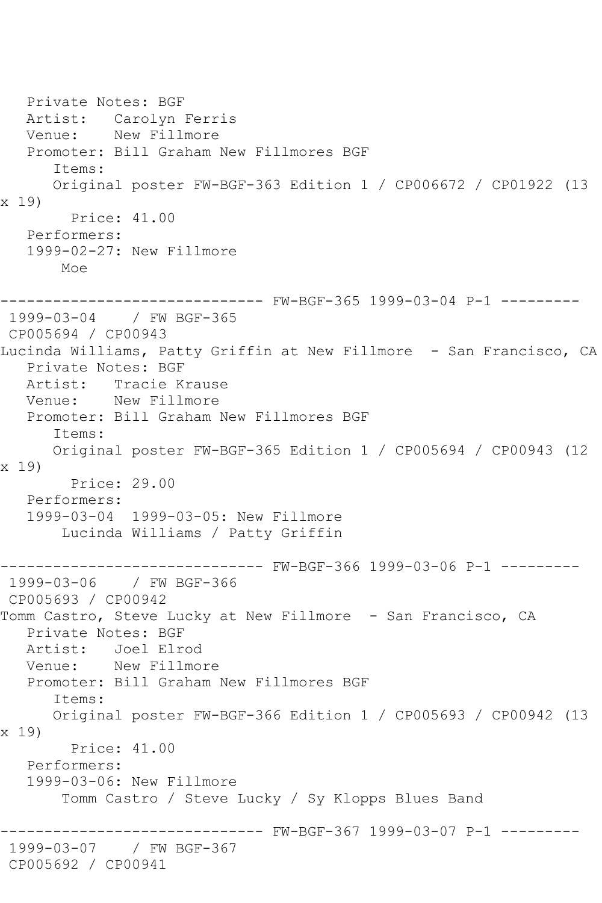```
   Private Notes: BGF
   Artist:   Carolyn Ferris
   Venue:    New Fillmore
   Promoter: Bill Graham New Fillmores BGF
      Items:
      Original poster FW-BGF-363 Edition 1 / CP006672 / CP01922 (13
x 19)
        Price: 41.00
   Performers:
   1999-02-27: New Fillmore
       Moe

------------------------------ FW-BGF-365 1999-03-04 P-1 ---------
 1999-03-04    / FW BGF-365
 CP005694 / CP00943
Lucinda Williams, Patty Griffin at New Fillmore  - San Francisco, CA
   Private Notes: BGF
   Artist:   Tracie Krause
   Venue:    New Fillmore
   Promoter: Bill Graham New Fillmores BGF
      Items:
      Original poster FW-BGF-365 Edition 1 / CP005694 / CP00943 (12
x 19)
        Price: 29.00
   Performers:
   1999-03-04  1999-03-05: New Fillmore
       Lucinda Williams / Patty Griffin

------------------------------ FW-BGF-366 1999-03-06 P-1 ---------
 1999-03-06    / FW BGF-366
 CP005693 / CP00942
Tomm Castro, Steve Lucky at New Fillmore  - San Francisco, CA
   Private Notes: BGF
   Artist:   Joel Elrod
   Venue:    New Fillmore
   Promoter: Bill Graham New Fillmores BGF
      Items:
      Original poster FW-BGF-366 Edition 1 / CP005693 / CP00942 (13
x 19)
        Price: 41.00
   Performers:
   1999-03-06: New Fillmore
       Tomm Castro / Steve Lucky / Sy Klopps Blues Band

------------------------------ FW-BGF-367 1999-03-07 P-1 ---------
 1999-03-07    / FW BGF-367
 CP005692 / CP00941
```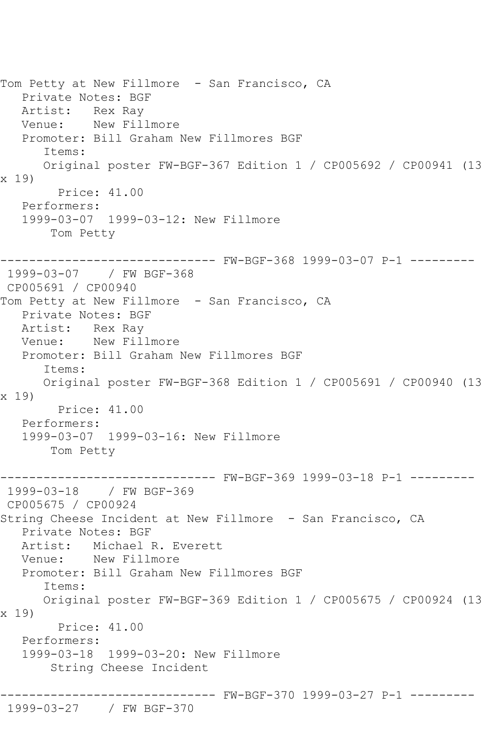Tom Petty at New Fillmore  - San Francisco, CA
   Private Notes: BGF
   Artist:   Rex Ray
   Venue:    New Fillmore
   Promoter: Bill Graham New Fillmores BGF
      Items:
      Original poster FW-BGF-367 Edition 1 / CP005692 / CP00941 (13 x 19)
        Price: 41.00
   Performers:
   1999-03-07  1999-03-12: New Fillmore
       Tom Petty

------------------------------ FW-BGF-368 1999-03-07 P-1 ---------
 1999-03-07    / FW BGF-368
 CP005691 / CP00940
Tom Petty at New Fillmore  - San Francisco, CA
   Private Notes: BGF
   Artist:   Rex Ray
   Venue:    New Fillmore
   Promoter: Bill Graham New Fillmores BGF
      Items:
      Original poster FW-BGF-368 Edition 1 / CP005691 / CP00940 (13 x 19)
        Price: 41.00
   Performers:
   1999-03-07  1999-03-16: New Fillmore
       Tom Petty

------------------------------ FW-BGF-369 1999-03-18 P-1 ---------
 1999-03-18    / FW BGF-369
 CP005675 / CP00924
String Cheese Incident at New Fillmore  - San Francisco, CA
   Private Notes: BGF
   Artist:   Michael R. Everett
   Venue:    New Fillmore
   Promoter: Bill Graham New Fillmores BGF
      Items:
      Original poster FW-BGF-369 Edition 1 / CP005675 / CP00924 (13 x 19)
        Price: 41.00
   Performers:
   1999-03-18  1999-03-20: New Fillmore
       String Cheese Incident

------------------------------ FW-BGF-370 1999-03-27 P-1 ---------
 1999-03-27    / FW BGF-370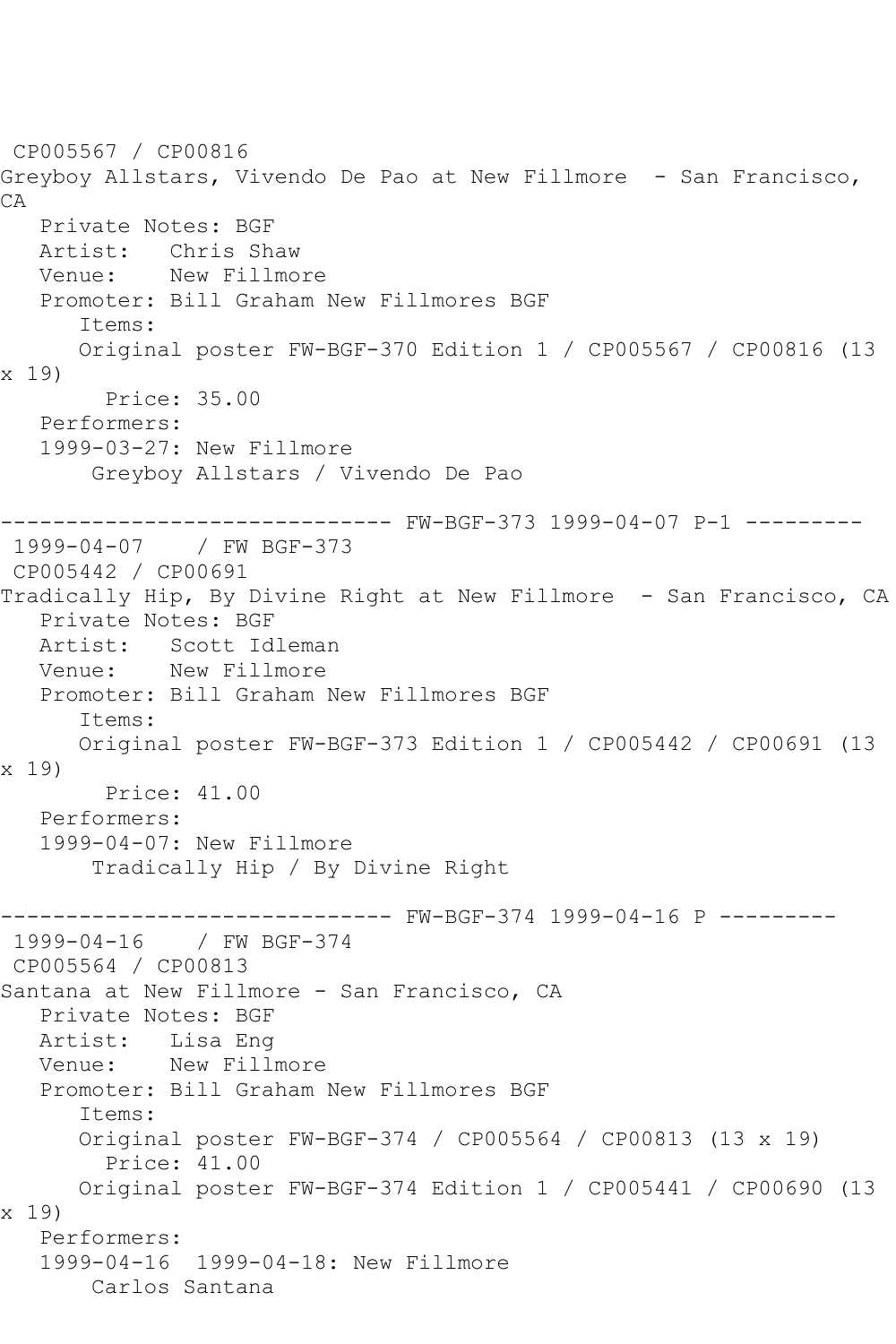CP005567 / CP00816
Greyboy Allstars, Vivendo De Pao at New Fillmore - San Francisco, CA
   Private Notes: BGF
   Artist: Chris Shaw
   Venue: New Fillmore
   Promoter: Bill Graham New Fillmores BGF
      Items:
      Original poster FW-BGF-370 Edition 1 / CP005567 / CP00816 (13 x 19)
        Price: 35.00
   Performers:
   1999-03-27: New Fillmore
       Greyboy Allstars / Vivendo De Pao

------------------------------ FW-BGF-373 1999-04-07 P-1 ---------
1999-04-07 / FW BGF-373
CP005442 / CP00691
Tradically Hip, By Divine Right at New Fillmore - San Francisco, CA
   Private Notes: BGF
   Artist: Scott Idleman
   Venue: New Fillmore
   Promoter: Bill Graham New Fillmores BGF
      Items:
      Original poster FW-BGF-373 Edition 1 / CP005442 / CP00691 (13 x 19)
        Price: 41.00
   Performers:
   1999-04-07: New Fillmore
       Tradically Hip / By Divine Right

------------------------------ FW-BGF-374 1999-04-16 P ---------
1999-04-16 / FW BGF-374
CP005564 / CP00813
Santana at New Fillmore - San Francisco, CA
   Private Notes: BGF
   Artist: Lisa Eng
   Venue: New Fillmore
   Promoter: Bill Graham New Fillmores BGF
      Items:
      Original poster FW-BGF-374 / CP005564 / CP00813 (13 x 19)
        Price: 41.00
      Original poster FW-BGF-374 Edition 1 / CP005441 / CP00690 (13 x 19)
   Performers:
   1999-04-16 1999-04-18: New Fillmore
       Carlos Santana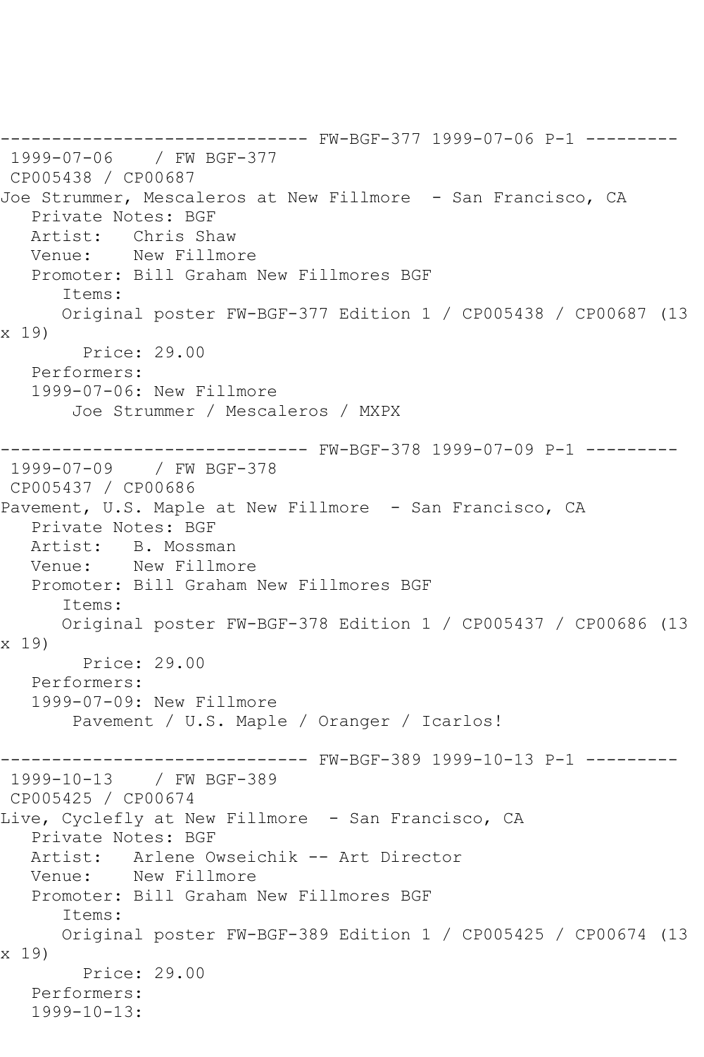------------------------------ FW-BGF-377 1999-07-06 P-1 ---------

1999-07-06 / FW BGF-377

CP005438 / CP00687

Joe Strummer, Mescaleros at New Fillmore - San Francisco, CA

Private Notes: BGF

Artist: Chris Shaw

Venue: New Fillmore

Promoter: Bill Graham New Fillmores BGF

Items:

Original poster FW-BGF-377 Edition 1 / CP005438 / CP00687 (13 x 19)

Price: 29.00

Performers:

1999-07-06: New Fillmore

Joe Strummer / Mescaleros / MXPX

------------------------------ FW-BGF-378 1999-07-09 P-1 ---------

1999-07-09 / FW BGF-378

CP005437 / CP00686

Pavement, U.S. Maple at New Fillmore - San Francisco, CA

Private Notes: BGF

Artist: B. Mossman

Venue: New Fillmore

Promoter: Bill Graham New Fillmores BGF

Items:

Original poster FW-BGF-378 Edition 1 / CP005437 / CP00686 (13 x 19)

Price: 29.00

Performers:

1999-07-09: New Fillmore

Pavement / U.S. Maple / Oranger / Icarlos!

------------------------------ FW-BGF-389 1999-10-13 P-1 ---------

1999-10-13 / FW BGF-389

CP005425 / CP00674

Live, Cyclefly at New Fillmore - San Francisco, CA

Private Notes: BGF

Artist: Arlene Owseichik -- Art Director

Venue: New Fillmore

Promoter: Bill Graham New Fillmores BGF

Items:

Original poster FW-BGF-389 Edition 1 / CP005425 / CP00674 (13 x 19)

Price: 29.00

Performers:

1999-10-13: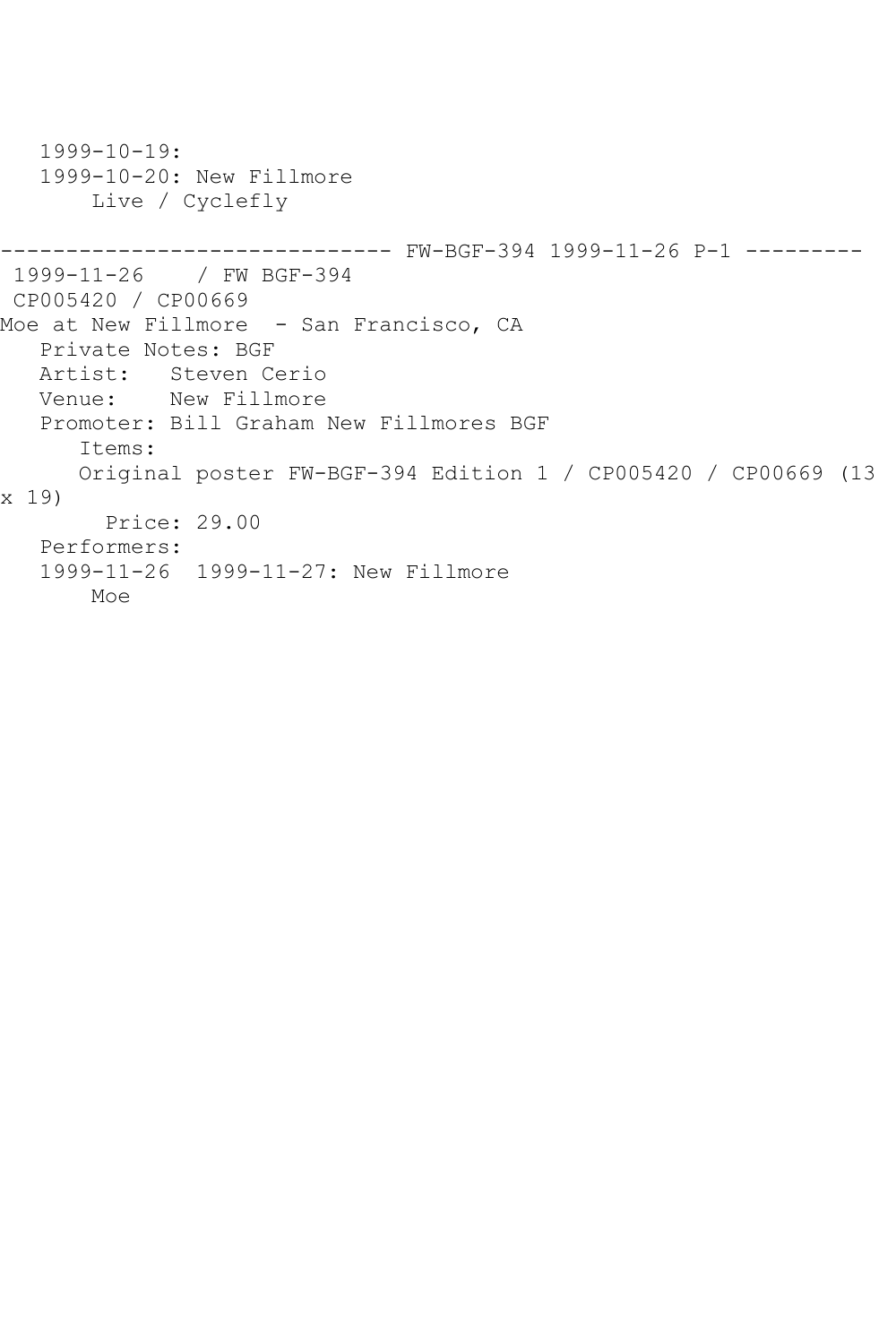1999-10-19:
   1999-10-20: New Fillmore
       Live / Cyclefly

------------------------------ FW-BGF-394 1999-11-26 P-1 ---------
 1999-11-26    / FW BGF-394
 CP005420 / CP00669
Moe at New Fillmore  - San Francisco, CA
   Private Notes: BGF
   Artist:   Steven Cerio
   Venue:    New Fillmore
   Promoter: Bill Graham New Fillmores BGF
      Items:
      Original poster FW-BGF-394 Edition 1 / CP005420 / CP00669 (13 x 19)
        Price: 29.00
   Performers:
   1999-11-26  1999-11-27: New Fillmore
       Moe